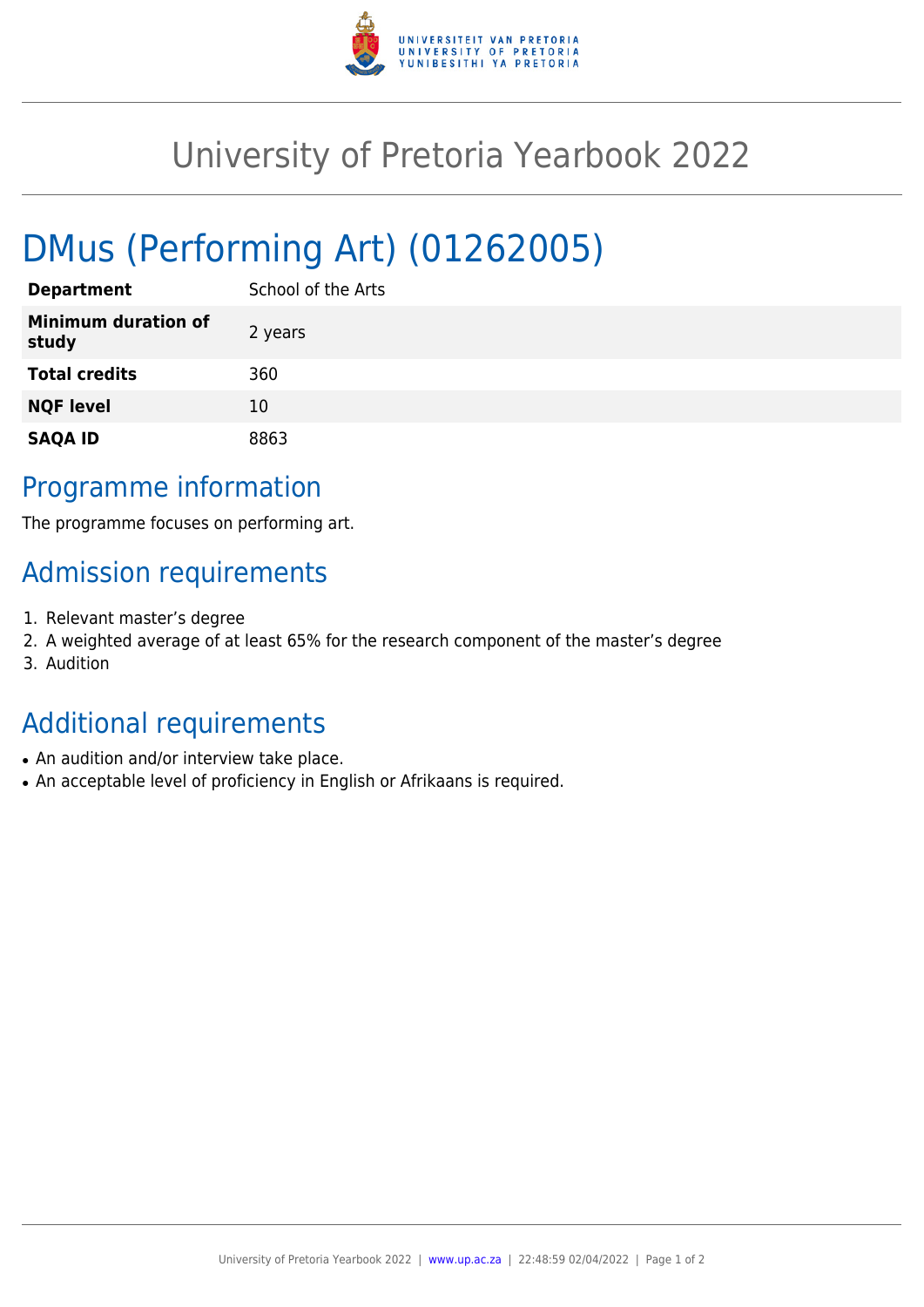# University of Pretoria Yearbook 2022

## DMus (Performing Art) (01262005)

| | |
|---|---|
| **Department** | School of the Arts |
| **Minimum duration of study** | 2 years |
| **Total credits** | 360 |
| **NQF level** | 10 |
| **SAQA ID** | 8863 |

## Programme information

The programme focuses on performing art.

## Admission requirements

1. Relevant master’s degree
2. A weighted average of at least 65% for the research component of the master’s degree
3. Audition

## Additional requirements

- An audition and/or interview take place.
- An acceptable level of proficiency in English or Afrikaans is required.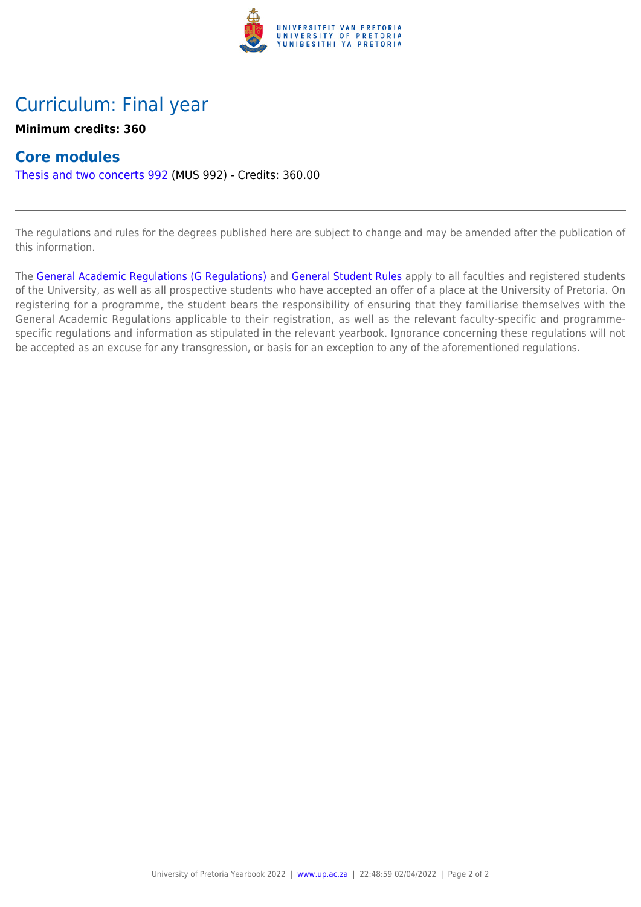# Curriculum: Final year

**Minimum credits: 360**

## Core modules

Thesis and two concerts 992 (MUS 992) - Credits: 360.00

---

The regulations and rules for the degrees published here are subject to change and may be amended after the publication of this information.

The General Academic Regulations (G Regulations) and General Student Rules apply to all faculties and registered students of the University, as well as all prospective students who have accepted an offer of a place at the University of Pretoria. On registering for a programme, the student bears the responsibility of ensuring that they familiarise themselves with the General Academic Regulations applicable to their registration, as well as the relevant faculty-specific and programme-specific regulations and information as stipulated in the relevant yearbook. Ignorance concerning these regulations will not be accepted as an excuse for any transgression, or basis for an exception to any of the aforementioned regulations.